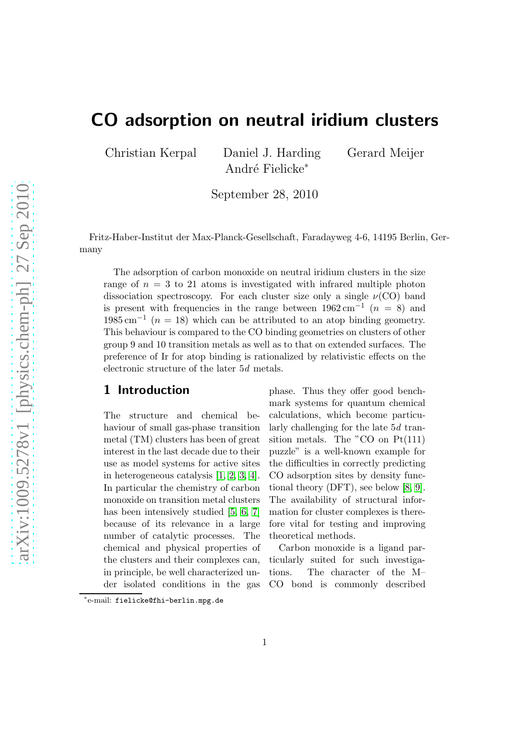# CO adsorption on neutral iridium clusters

Christian Kerpal   Daniel J. Harding   Gerard Meijer
André Fielicke*

September 28, 2010

Fritz-Haber-Institut der Max-Planck-Gesellschaft, Faradayweg 4-6, 14195 Berlin, Germany

The adsorption of carbon monoxide on neutral iridium clusters in the size range of $n = 3$ to 21 atoms is investigated with infrared multiple photon dissociation spectroscopy. For each cluster size only a single $\nu$(CO) band is present with frequencies in the range between $1962\,\mathrm{cm}^{-1}$ ($n = 8$) and $1985\,\mathrm{cm}^{-1}$ ($n = 18$) which can be attributed to an atop binding geometry. This behaviour is compared to the CO binding geometries on clusters of other group 9 and 10 transition metals as well as to that on extended surfaces. The preference of Ir for atop binding is rationalized by relativistic effects on the electronic structure of the later $5d$ metals.

## 1 Introduction

The structure and chemical behaviour of small gas-phase transition metal (TM) clusters has been of great interest in the last decade due to their use as model systems for active sites in heterogeneous catalysis [1, 2, 3, 4]. In particular the chemistry of carbon monoxide on transition metal clusters has been intensively studied [5, 6, 7] because of its relevance in a large number of catalytic processes. The chemical and physical properties of the clusters and their complexes can, in principle, be well characterized under isolated conditions in the gas phase. Thus they offer good benchmark systems for quantum chemical calculations, which become particularly challenging for the late $5d$ transition metals. The "CO on Pt(111) puzzle" is a well-known example for the difficulties in correctly predicting CO adsorption sites by density functional theory (DFT), see below [8, 9]. The availability of structural information for cluster complexes is therefore vital for testing and improving theoretical methods.

Carbon monoxide is a ligand particularly suited for such investigations. The character of the M–CO bond is commonly described

*e-mail: fielicke@fhi-berlin.mpg.de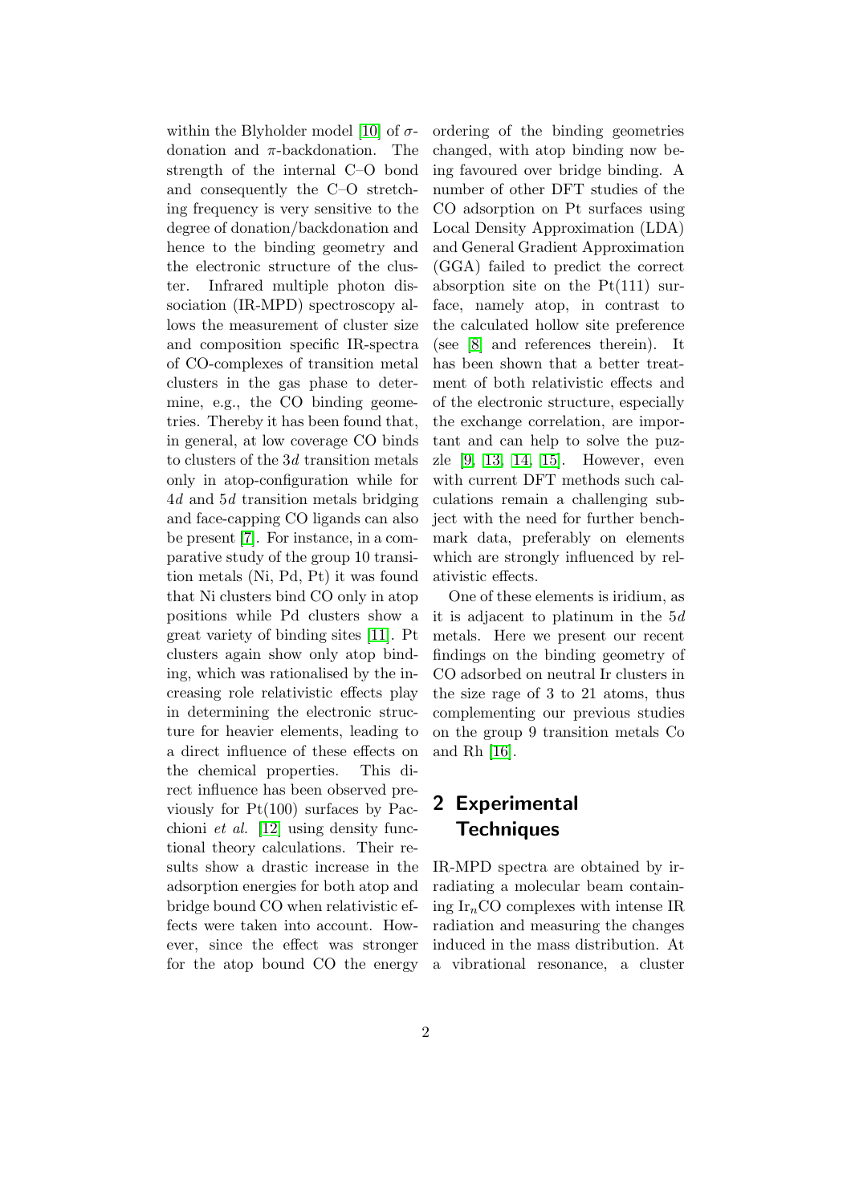within the Blyholder model [10] of $\sigma$-donation and $\pi$-backdonation. The strength of the internal C–O bond and consequently the C–O stretching frequency is very sensitive to the degree of donation/backdonation and hence to the binding geometry and the electronic structure of the cluster. Infrared multiple photon dissociation (IR-MPD) spectroscopy allows the measurement of cluster size and composition specific IR-spectra of CO-complexes of transition metal clusters in the gas phase to determine, e.g., the CO binding geometries. Thereby it has been found that, in general, at low coverage CO binds to clusters of the $3d$ transition metals only in atop-configuration while for $4d$ and $5d$ transition metals bridging and face-capping CO ligands can also be present [7]. For instance, in a comparative study of the group 10 transition metals (Ni, Pd, Pt) it was found that Ni clusters bind CO only in atop positions while Pd clusters show a great variety of binding sites [11]. Pt clusters again show only atop binding, which was rationalised by the increasing role relativistic effects play in determining the electronic structure for heavier elements, leading to a direct influence of these effects on the chemical properties. This direct influence has been observed previously for Pt(100) surfaces by Pacchioni *et al.* [12] using density functional theory calculations. Their results show a drastic increase in the adsorption energies for both atop and bridge bound CO when relativistic effects were taken into account. However, since the effect was stronger for the atop bound CO the energy ordering of the binding geometries changed, with atop binding now being favoured over bridge binding. A number of other DFT studies of the CO adsorption on Pt surfaces using Local Density Approximation (LDA) and General Gradient Approximation (GGA) failed to predict the correct absorption site on the Pt(111) surface, namely atop, in contrast to the calculated hollow site preference (see [8] and references therein). It has been shown that a better treatment of both relativistic effects and of the electronic structure, especially the exchange correlation, are important and can help to solve the puzzle [9, 13, 14, 15]. However, even with current DFT methods such calculations remain a challenging subject with the need for further benchmark data, preferably on elements which are strongly influenced by relativistic effects.

One of these elements is iridium, as it is adjacent to platinum in the $5d$ metals. Here we present our recent findings on the binding geometry of CO adsorbed on neutral Ir clusters in the size rage of 3 to 21 atoms, thus complementing our previous studies on the group 9 transition metals Co and Rh [16].

## 2 Experimental Techniques

IR-MPD spectra are obtained by irradiating a molecular beam containing $Ir_n$CO complexes with intense IR radiation and measuring the changes induced in the mass distribution. At a vibrational resonance, a cluster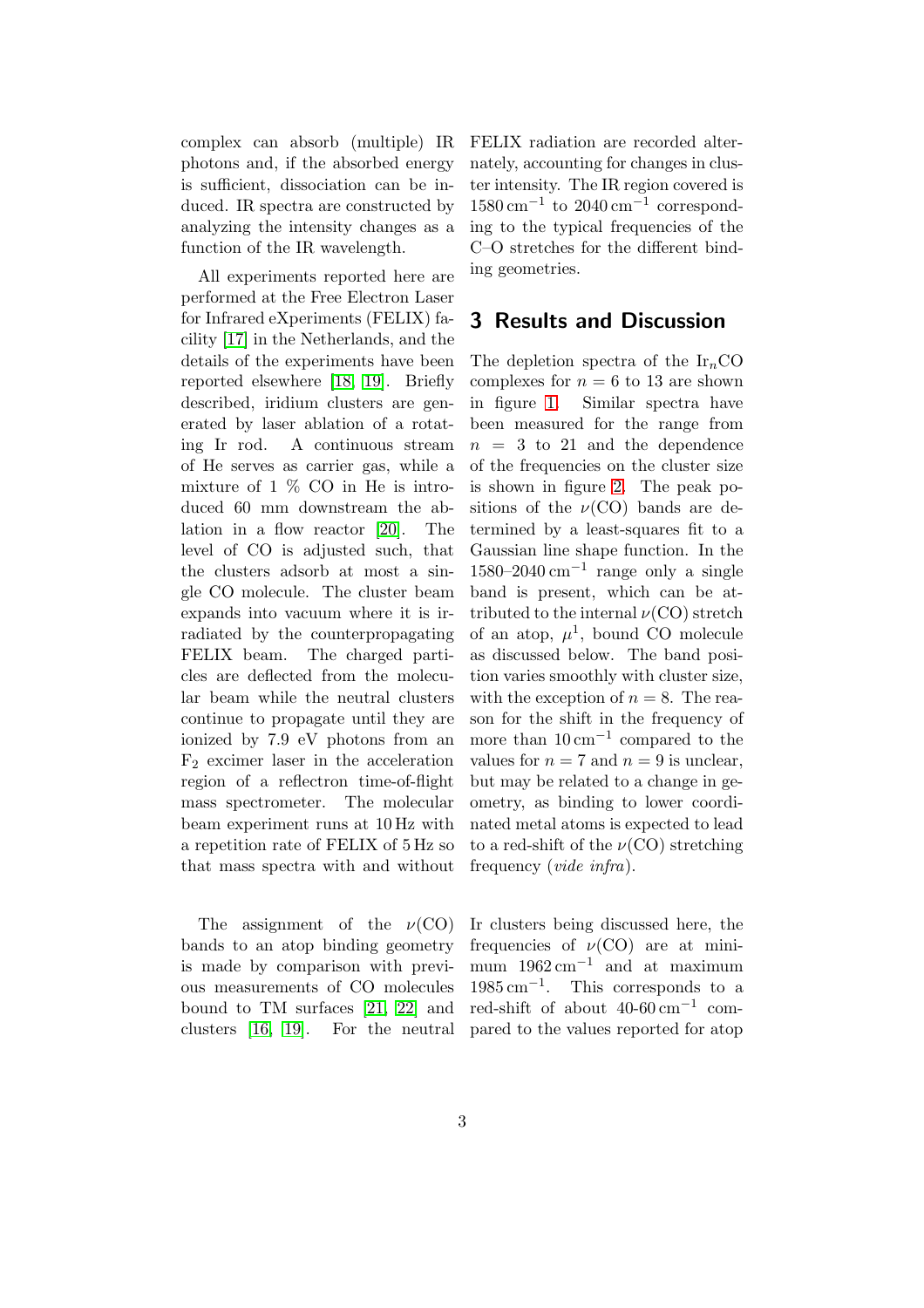complex can absorb (multiple) IR photons and, if the absorbed energy is sufficient, dissociation can be induced. IR spectra are constructed by analyzing the intensity changes as a function of the IR wavelength.

All experiments reported here are performed at the Free Electron Laser for Infrared eXperiments (FELIX) facility [17] in the Netherlands, and the details of the experiments have been reported elsewhere [18, 19]. Briefly described, iridium clusters are generated by laser ablation of a rotating Ir rod. A continuous stream of He serves as carrier gas, while a mixture of 1 % CO in He is introduced 60 mm downstream the ablation in a flow reactor [20]. The level of CO is adjusted such, that the clusters adsorb at most a single CO molecule. The cluster beam expands into vacuum where it is irradiated by the counterpropagating FELIX beam. The charged particles are deflected from the molecular beam while the neutral clusters continue to propagate until they are ionized by 7.9 eV photons from an $F_2$ excimer laser in the acceleration region of a reflectron time-of-flight mass spectrometer. The molecular beam experiment runs at 10 Hz with a repetition rate of FELIX of 5 Hz so that mass spectra with and without FELIX radiation are recorded alternately, accounting for changes in cluster intensity. The IR region covered is $1580\,\mathrm{cm}^{-1}$ to $2040\,\mathrm{cm}^{-1}$ corresponding to the typical frequencies of the C–O stretches for the different binding geometries.

## 3 Results and Discussion

The depletion spectra of the $Ir_nCO$ complexes for $n = 6$ to 13 are shown in figure 1. Similar spectra have been measured for the range from $n = 3$ to 21 and the dependence of the frequencies on the cluster size is shown in figure 2. The peak positions of the $\nu$(CO) bands are determined by a least-squares fit to a Gaussian line shape function. In the $1580$–$2040\,\mathrm{cm}^{-1}$ range only a single band is present, which can be attributed to the internal $\nu$(CO) stretch of an atop, $\mu^1$, bound CO molecule as discussed below. The band position varies smoothly with cluster size, with the exception of $n = 8$. The reason for the shift in the frequency of more than $10\,\mathrm{cm}^{-1}$ compared to the values for $n = 7$ and $n = 9$ is unclear, but may be related to a change in geometry, as binding to lower coordinated metal atoms is expected to lead to a red-shift of the $\nu$(CO) stretching frequency (*vide infra*).

The assignment of the $\nu$(CO) bands to an atop binding geometry is made by comparison with previous measurements of CO molecules bound to TM surfaces [21, 22] and clusters [16, 19]. For the neutral Ir clusters being discussed here, the frequencies of $\nu$(CO) are at minimum $1962\,\mathrm{cm}^{-1}$ and at maximum $1985\,\mathrm{cm}^{-1}$. This corresponds to a red-shift of about 40-60 $\mathrm{cm}^{-1}$ compared to the values reported for atop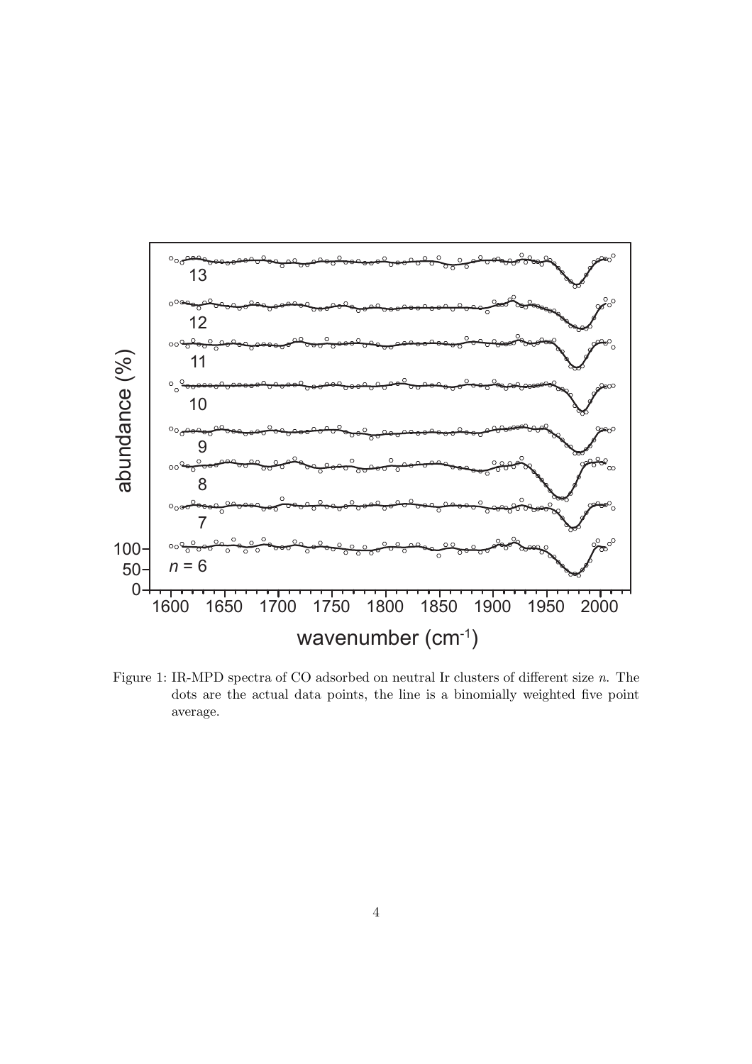Figure 1: IR-MPD spectra of CO adsorbed on neutral Ir clusters of different size $n$. The dots are the actual data points, the line is a binomially weighted five point average.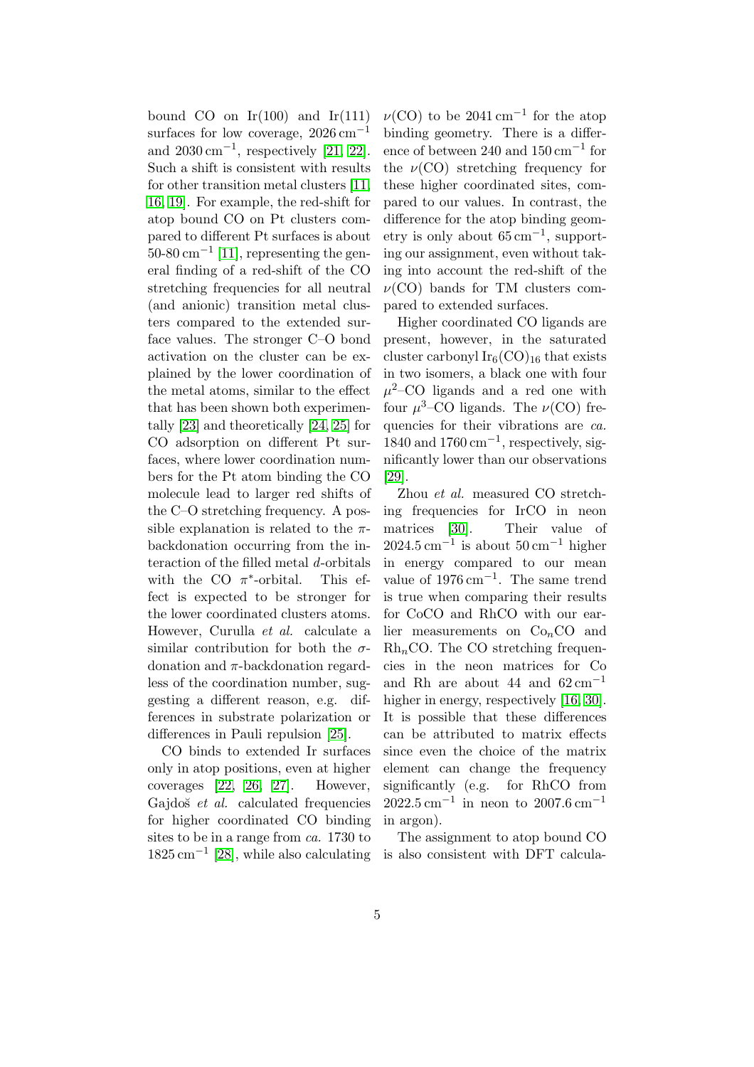bound CO on Ir(100) and Ir(111) surfaces for low coverage, $2026\,\mathrm{cm}^{-1}$ and $2030\,\mathrm{cm}^{-1}$, respectively [21, 22]. Such a shift is consistent with results for other transition metal clusters [11, 16, 19]. For example, the red-shift for atop bound CO on Pt clusters compared to different Pt surfaces is about 50-80 $\mathrm{cm}^{-1}$ [11], representing the general finding of a red-shift of the CO stretching frequencies for all neutral (and anionic) transition metal clusters compared to the extended surface values. The stronger C–O bond activation on the cluster can be explained by the lower coordination of the metal atoms, similar to the effect that has been shown both experimentally [23] and theoretically [24, 25] for CO adsorption on different Pt surfaces, where lower coordination numbers for the Pt atom binding the CO molecule lead to larger red shifts of the C–O stretching frequency. A possible explanation is related to the $\pi$-backdonation occurring from the interaction of the filled metal $d$-orbitals with the CO $\pi^*$-orbital. This effect is expected to be stronger for the lower coordinated clusters atoms. However, Curulla *et al.* calculate a similar contribution for both the $\sigma$-donation and $\pi$-backdonation regardless of the coordination number, suggesting a different reason, e.g. differences in substrate polarization or differences in Pauli repulsion [25].

CO binds to extended Ir surfaces only in atop positions, even at higher coverages [22, 26, 27]. However, Gajdoš *et al.* calculated frequencies for higher coordinated CO binding sites to be in a range from *ca.* 1730 to $1825\,\mathrm{cm}^{-1}$ [28], while also calculating $\nu(\mathrm{CO})$ to be $2041\,\mathrm{cm}^{-1}$ for the atop binding geometry. There is a difference of between 240 and $150\,\mathrm{cm}^{-1}$ for the $\nu(\mathrm{CO})$ stretching frequency for these higher coordinated sites, compared to our values. In contrast, the difference for the atop binding geometry is only about $65\,\mathrm{cm}^{-1}$, supporting our assignment, even without taking into account the red-shift of the $\nu(\mathrm{CO})$ bands for TM clusters compared to extended surfaces.

Higher coordinated CO ligands are present, however, in the saturated cluster carbonyl $\mathrm{Ir_6(CO)_{16}}$ that exists in two isomers, a black one with four $\mu^2$–CO ligands and a red one with four $\mu^3$–CO ligands. The $\nu(\mathrm{CO})$ frequencies for their vibrations are *ca.* 1840 and $1760\,\mathrm{cm}^{-1}$, respectively, significantly lower than our observations [29].

Zhou *et al.* measured CO stretching frequencies for IrCO in neon matrices [30]. Their value of $2024.5\,\mathrm{cm}^{-1}$ is about $50\,\mathrm{cm}^{-1}$ higher in energy compared to our mean value of $1976\,\mathrm{cm}^{-1}$. The same trend is true when comparing their results for CoCO and RhCO with our earlier measurements on $\mathrm{Co}_n\mathrm{CO}$ and $\mathrm{Rh}_n\mathrm{CO}$. The CO stretching frequencies in the neon matrices for Co and Rh are about 44 and $62\,\mathrm{cm}^{-1}$ higher in energy, respectively [16, 30]. It is possible that these differences can be attributed to matrix effects since even the choice of the matrix element can change the frequency significantly (e.g. for RhCO from $2022.5\,\mathrm{cm}^{-1}$ in neon to $2007.6\,\mathrm{cm}^{-1}$ in argon).

The assignment to atop bound CO is also consistent with DFT calcula-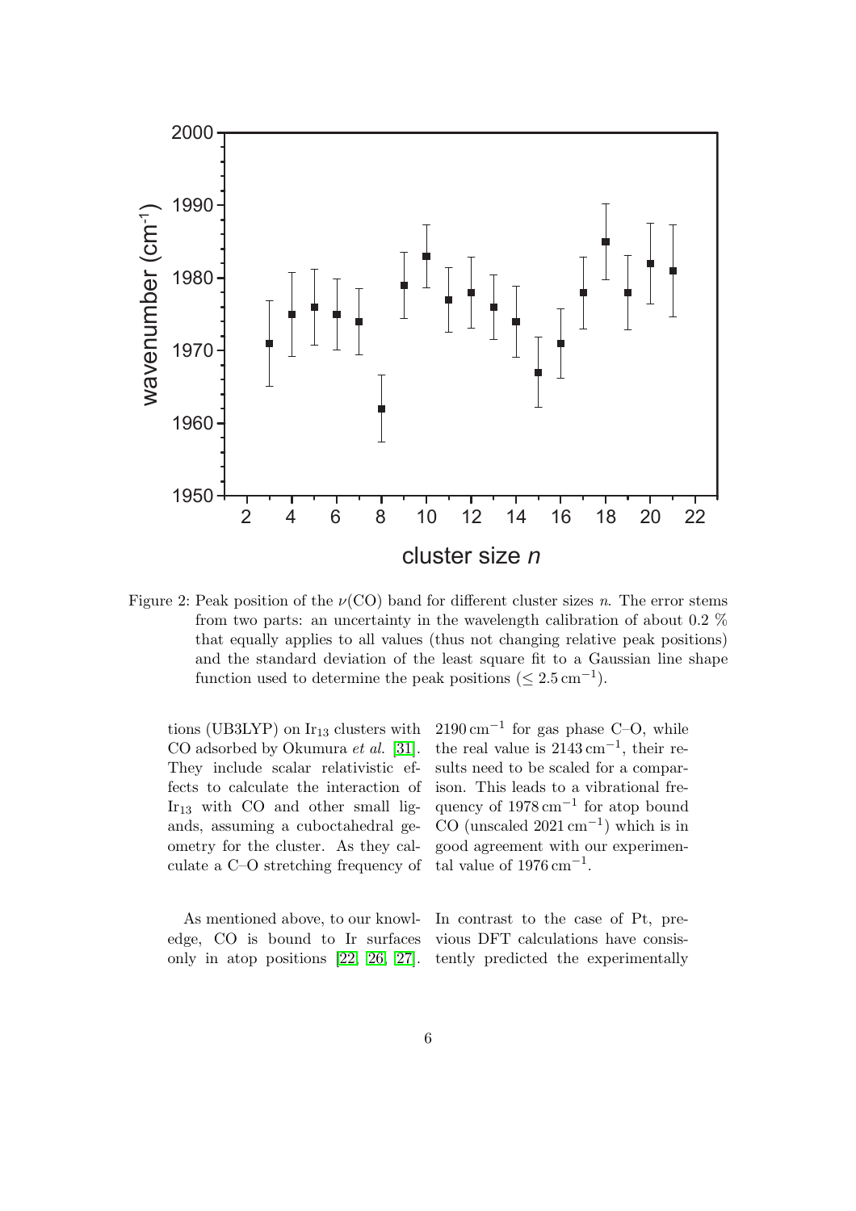Figure 2: Peak position of the $\nu$(CO) band for different cluster sizes $n$. The error stems from two parts: an uncertainty in the wavelength calibration of about 0.2 % that equally applies to all values (thus not changing relative peak positions) and the standard deviation of the least square fit to a Gaussian line shape function used to determine the peak positions ($\leq 2.5\,\mathrm{cm}^{-1}$).

tions (UB3LYP) on $Ir_{13}$ clusters with CO adsorbed by Okumura *et al.* [31]. They include scalar relativistic effects to calculate the interaction of $Ir_{13}$ with CO and other small ligands, assuming a cuboctahedral geometry for the cluster. As they calculate a C–O stretching frequency of $2190\,\mathrm{cm}^{-1}$ for gas phase C–O, while the real value is $2143\,\mathrm{cm}^{-1}$, their results need to be scaled for a comparison. This leads to a vibrational frequency of $1978\,\mathrm{cm}^{-1}$ for atop bound CO (unscaled $2021\,\mathrm{cm}^{-1}$) which is in good agreement with our experimental value of $1976\,\mathrm{cm}^{-1}$.

As mentioned above, to our knowledge, CO is bound to Ir surfaces only in atop positions [22, 26, 27]. In contrast to the case of Pt, previous DFT calculations have consistently predicted the experimentally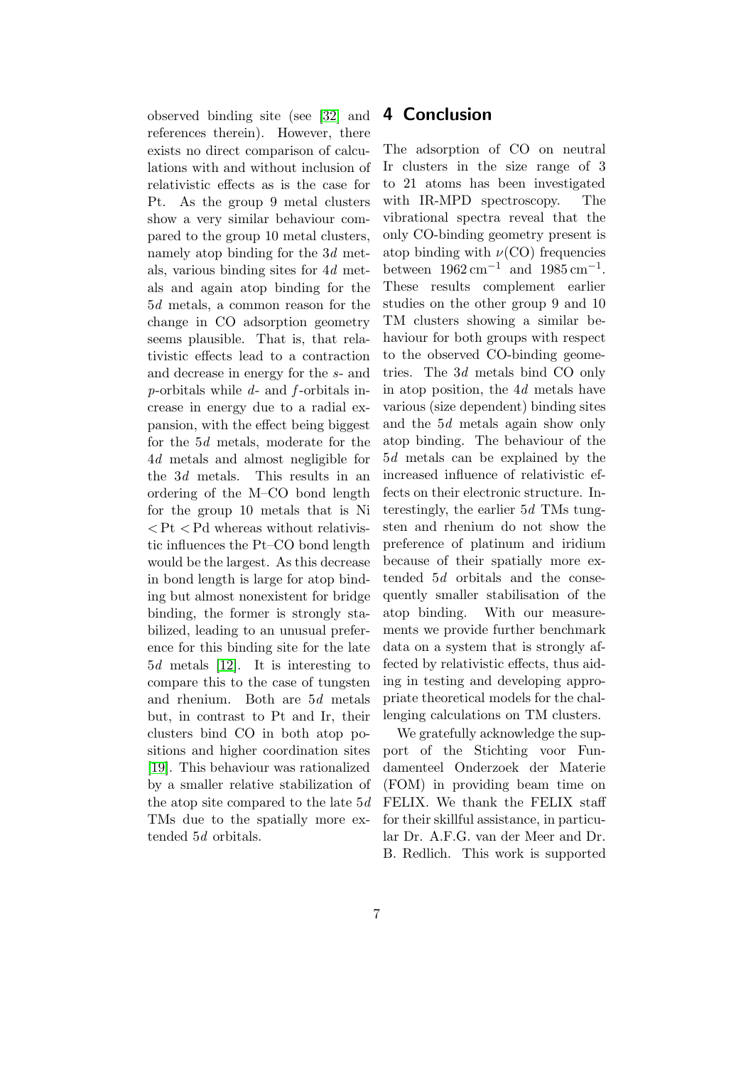observed binding site (see [32] and references therein). However, there exists no direct comparison of calculations with and without inclusion of relativistic effects as is the case for Pt. As the group 9 metal clusters show a very similar behaviour compared to the group 10 metal clusters, namely atop binding for the 3*d* metals, various binding sites for 4*d* metals and again atop binding for the 5*d* metals, a common reason for the change in CO adsorption geometry seems plausible. That is, that relativistic effects lead to a contraction and decrease in energy for the *s*- and *p*-orbitals while *d*- and *f*-orbitals increase in energy due to a radial expansion, with the effect being biggest for the 5*d* metals, moderate for the 4*d* metals and almost negligible for the 3*d* metals. This results in an ordering of the M–CO bond length for the group 10 metals that is Ni < Pt < Pd whereas without relativistic influences the Pt–CO bond length would be the largest. As this decrease in bond length is large for atop binding but almost nonexistent for bridge binding, the former is strongly stabilized, leading to an unusual preference for this binding site for the late 5*d* metals [12]. It is interesting to compare this to the case of tungsten and rhenium. Both are 5*d* metals but, in contrast to Pt and Ir, their clusters bind CO in both atop positions and higher coordination sites [19]. This behaviour was rationalized by a smaller relative stabilization of the atop site compared to the late 5*d* TMs due to the spatially more extended 5*d* orbitals.

## 4 Conclusion

The adsorption of CO on neutral Ir clusters in the size range of 3 to 21 atoms has been investigated with IR-MPD spectroscopy. The vibrational spectra reveal that the only CO-binding geometry present is atop binding with $\nu$(CO) frequencies between $1962\,\mathrm{cm}^{-1}$ and $1985\,\mathrm{cm}^{-1}$. These results complement earlier studies on the other group 9 and 10 TM clusters showing a similar behaviour for both groups with respect to the observed CO-binding geometries. The 3*d* metals bind CO only in atop position, the 4*d* metals have various (size dependent) binding sites and the 5*d* metals again show only atop binding. The behaviour of the 5*d* metals can be explained by the increased influence of relativistic effects on their electronic structure. Interestingly, the earlier 5*d* TMs tungsten and rhenium do not show the preference of platinum and iridium because of their spatially more extended 5*d* orbitals and the consequently smaller stabilisation of the atop binding. With our measurements we provide further benchmark data on a system that is strongly affected by relativistic effects, thus aiding in testing and developing appropriate theoretical models for the challenging calculations on TM clusters.

We gratefully acknowledge the support of the Stichting voor Fundamenteel Onderzoek der Materie (FOM) in providing beam time on FELIX. We thank the FELIX staff for their skillful assistance, in particular Dr. A.F.G. van der Meer and Dr. B. Redlich. This work is supported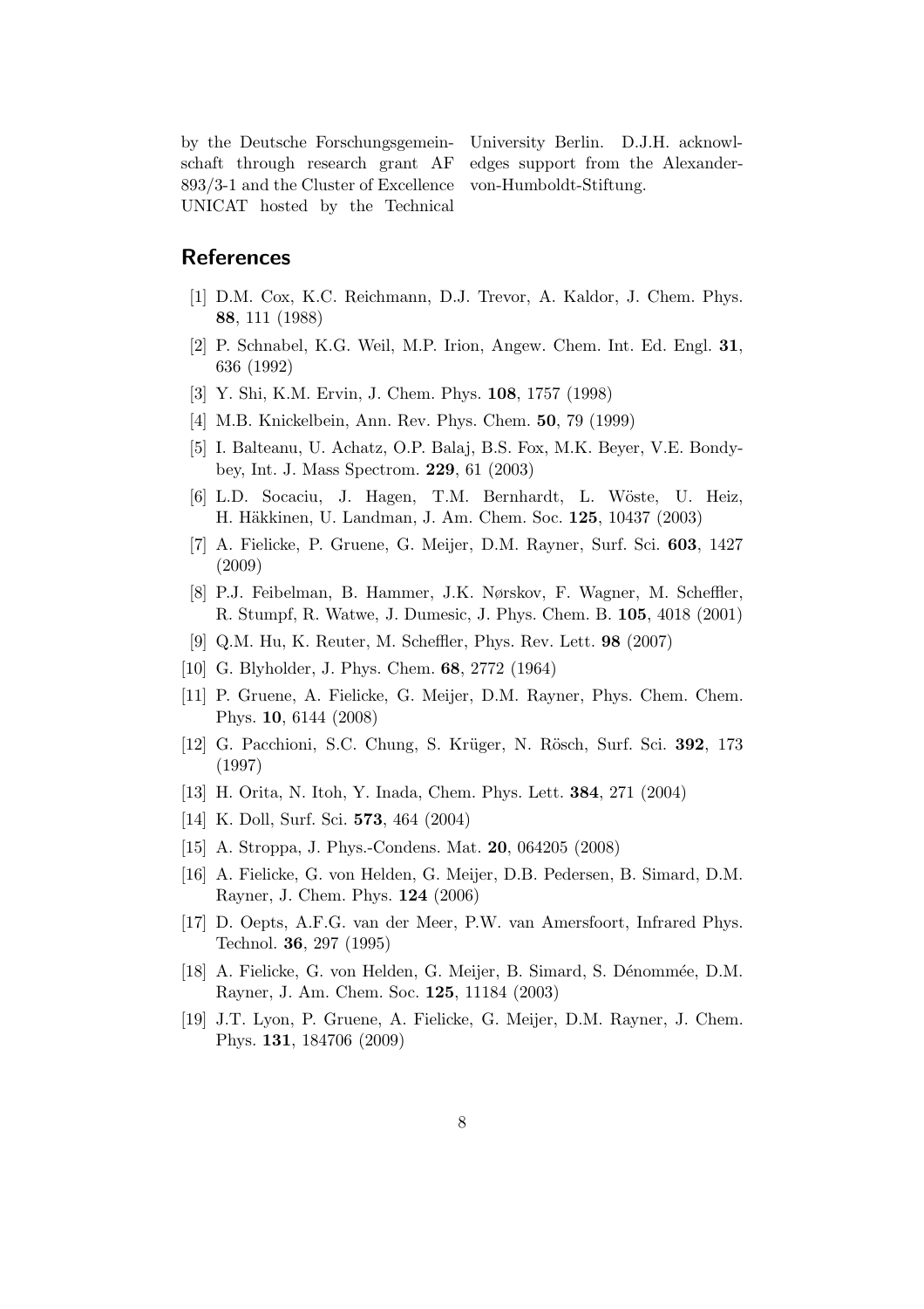by the Deutsche Forschungsgemeinschaft through research grant AF 893/3-1 and the Cluster of Excellence UNICAT hosted by the Technical University Berlin. D.J.H. acknowledges support from the Alexander-von-Humboldt-Stiftung.

## References

[1] D.M. Cox, K.C. Reichmann, D.J. Trevor, A. Kaldor, J. Chem. Phys. **88**, 111 (1988)

[2] P. Schnabel, K.G. Weil, M.P. Irion, Angew. Chem. Int. Ed. Engl. **31**, 636 (1992)

[3] Y. Shi, K.M. Ervin, J. Chem. Phys. **108**, 1757 (1998)

[4] M.B. Knickelbein, Ann. Rev. Phys. Chem. **50**, 79 (1999)

[5] I. Balteanu, U. Achatz, O.P. Balaj, B.S. Fox, M.K. Beyer, V.E. Bondybey, Int. J. Mass Spectrom. **229**, 61 (2003)

[6] L.D. Socaciu, J. Hagen, T.M. Bernhardt, L. Wöste, U. Heiz, H. Häkkinen, U. Landman, J. Am. Chem. Soc. **125**, 10437 (2003)

[7] A. Fielicke, P. Gruene, G. Meijer, D.M. Rayner, Surf. Sci. **603**, 1427 (2009)

[8] P.J. Feibelman, B. Hammer, J.K. Nørskov, F. Wagner, M. Scheffler, R. Stumpf, R. Watwe, J. Dumesic, J. Phys. Chem. B. **105**, 4018 (2001)

[9] Q.M. Hu, K. Reuter, M. Scheffler, Phys. Rev. Lett. **98** (2007)

[10] G. Blyholder, J. Phys. Chem. **68**, 2772 (1964)

[11] P. Gruene, A. Fielicke, G. Meijer, D.M. Rayner, Phys. Chem. Chem. Phys. **10**, 6144 (2008)

[12] G. Pacchioni, S.C. Chung, S. Krüger, N. Rösch, Surf. Sci. **392**, 173 (1997)

[13] H. Orita, N. Itoh, Y. Inada, Chem. Phys. Lett. **384**, 271 (2004)

[14] K. Doll, Surf. Sci. **573**, 464 (2004)

[15] A. Stroppa, J. Phys.-Condens. Mat. **20**, 064205 (2008)

[16] A. Fielicke, G. von Helden, G. Meijer, D.B. Pedersen, B. Simard, D.M. Rayner, J. Chem. Phys. **124** (2006)

[17] D. Oepts, A.F.G. van der Meer, P.W. van Amersfoort, Infrared Phys. Technol. **36**, 297 (1995)

[18] A. Fielicke, G. von Helden, G. Meijer, B. Simard, S. Dénommée, D.M. Rayner, J. Am. Chem. Soc. **125**, 11184 (2003)

[19] J.T. Lyon, P. Gruene, A. Fielicke, G. Meijer, D.M. Rayner, J. Chem. Phys. **131**, 184706 (2009)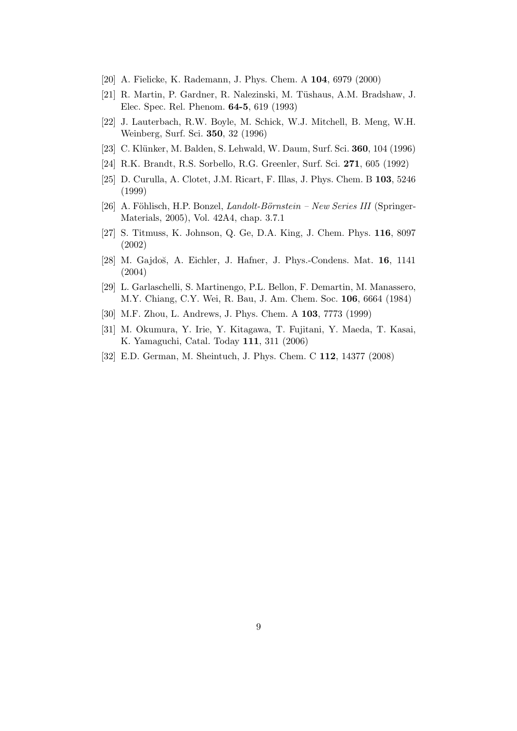[20] A. Fielicke, K. Rademann, J. Phys. Chem. A **104**, 6979 (2000)

[21] R. Martin, P. Gardner, R. Nalezinski, M. Tüshaus, A.M. Bradshaw, J. Elec. Spec. Rel. Phenom. **64-5**, 619 (1993)

[22] J. Lauterbach, R.W. Boyle, M. Schick, W.J. Mitchell, B. Meng, W.H. Weinberg, Surf. Sci. **350**, 32 (1996)

[23] C. Klünker, M. Balden, S. Lehwald, W. Daum, Surf. Sci. **360**, 104 (1996)

[24] R.K. Brandt, R.S. Sorbello, R.G. Greenler, Surf. Sci. **271**, 605 (1992)

[25] D. Curulla, A. Clotet, J.M. Ricart, F. Illas, J. Phys. Chem. B **103**, 5246 (1999)

[26] A. Föhlisch, H.P. Bonzel, *Landolt-Börnstein – New Series III* (Springer-Materials, 2005), Vol. 42A4, chap. 3.7.1

[27] S. Titmuss, K. Johnson, Q. Ge, D.A. King, J. Chem. Phys. **116**, 8097 (2002)

[28] M. Gajdoš, A. Eichler, J. Hafner, J. Phys.-Condens. Mat. **16**, 1141 (2004)

[29] L. Garlaschelli, S. Martinengo, P.L. Bellon, F. Demartin, M. Manassero, M.Y. Chiang, C.Y. Wei, R. Bau, J. Am. Chem. Soc. **106**, 6664 (1984)

[30] M.F. Zhou, L. Andrews, J. Phys. Chem. A **103**, 7773 (1999)

[31] M. Okumura, Y. Irie, Y. Kitagawa, T. Fujitani, Y. Maeda, T. Kasai, K. Yamaguchi, Catal. Today **111**, 311 (2006)

[32] E.D. German, M. Sheintuch, J. Phys. Chem. C **112**, 14377 (2008)